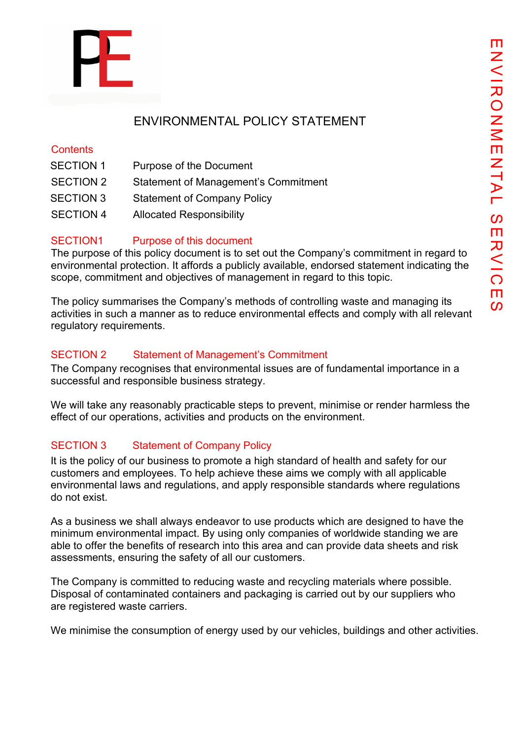# ENVIRONMENTAL POLICY STATEMENT

ENVIRONMENTAL SERVICES

## Contents

| | |
|---|---|
| SECTION 1 | Purpose of the Document |
| SECTION 2 | Statement of Management's Commitment |
| SECTION 3 | Statement of Company Policy |
| SECTION 4 | Allocated Responsibility |

## SECTION1 Purpose of this document

The purpose of this policy document is to set out the Company's commitment in regard to environmental protection. It affords a publicly available, endorsed statement indicating the scope, commitment and objectives of management in regard to this topic.

The policy summarises the Company's methods of controlling waste and managing its activities in such a manner as to reduce environmental effects and comply with all relevant regulatory requirements.

## SECTION 2 Statement of Management's Commitment

The Company recognises that environmental issues are of fundamental importance in a successful and responsible business strategy.

We will take any reasonably practicable steps to prevent, minimise or render harmless the effect of our operations, activities and products on the environment.

## SECTION 3 Statement of Company Policy

It is the policy of our business to promote a high standard of health and safety for our customers and employees. To help achieve these aims we comply with all applicable environmental laws and regulations, and apply responsible standards where regulations do not exist.

As a business we shall always endeavor to use products which are designed to have the minimum environmental impact. By using only companies of worldwide standing we are able to offer the benefits of research into this area and can provide data sheets and risk assessments, ensuring the safety of all our customers.

The Company is committed to reducing waste and recycling materials where possible. Disposal of contaminated containers and packaging is carried out by our suppliers who are registered waste carriers.

We minimise the consumption of energy used by our vehicles, buildings and other activities.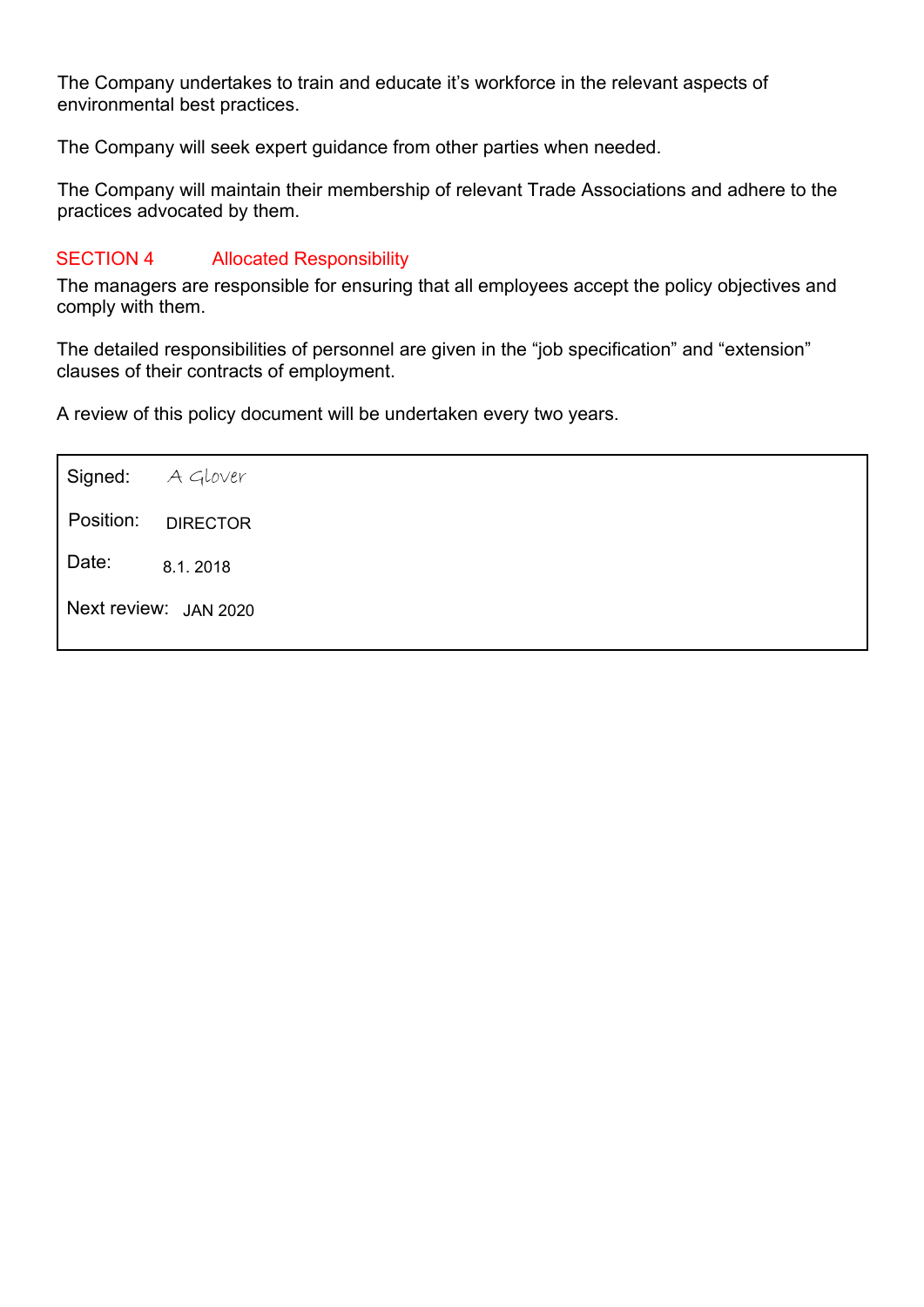The Company undertakes to train and educate it's workforce in the relevant aspects of environmental best practices.

The Company will seek expert guidance from other parties when needed.

The Company will maintain their membership of relevant Trade Associations and adhere to the practices advocated by them.

## SECTION 4 Allocated Responsibility

The managers are responsible for ensuring that all employees accept the policy objectives and comply with them.

The detailed responsibilities of personnel are given in the "job specification" and "extension" clauses of their contracts of employment.

A review of this policy document will be undertaken every two years.

Signed: A Glover

Position: DIRECTOR

Date: 8.1. 2018

Next review: JAN 2020